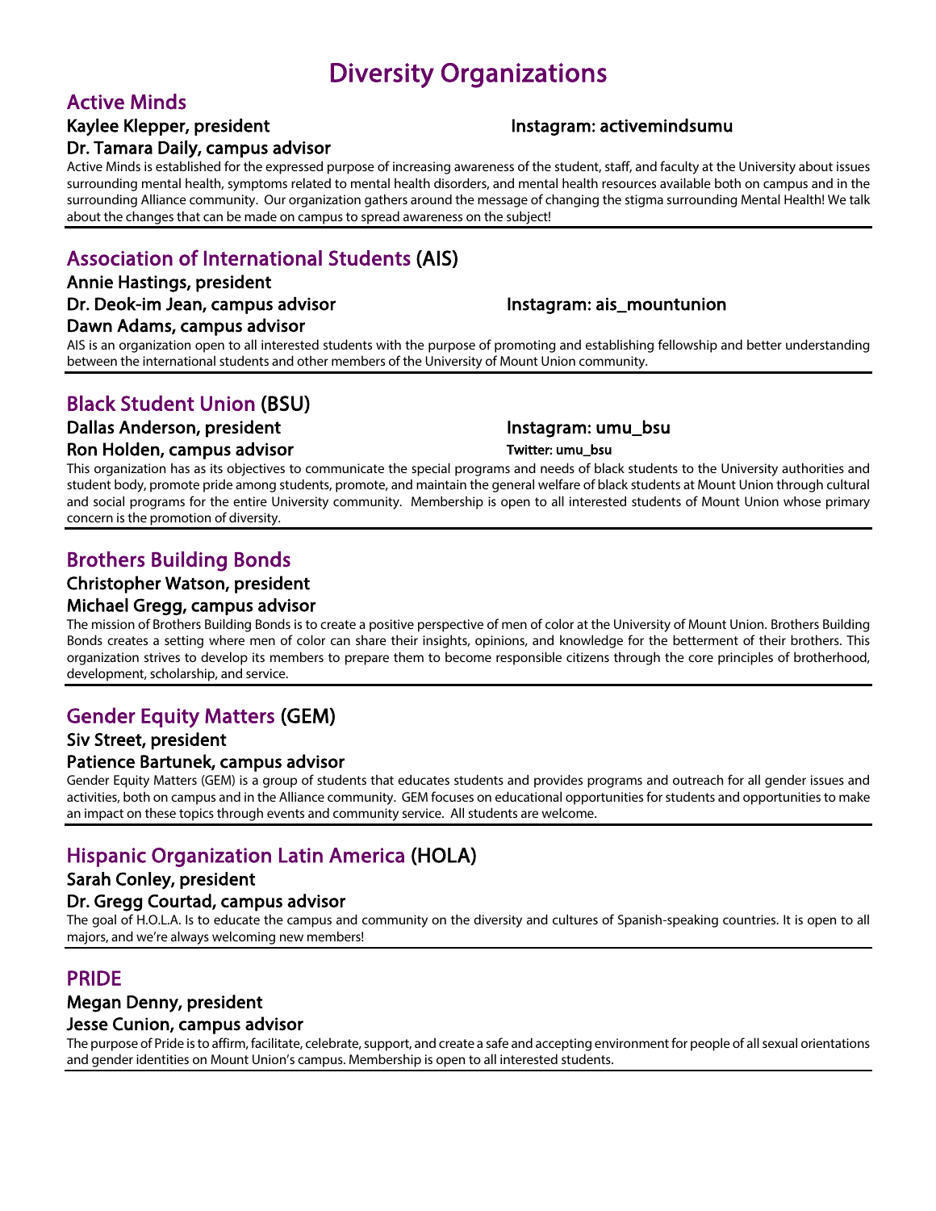# Diversity Organizations

## Active Minds

**Kaylee Klepper, president**
**Instagram: activemindsumu**
**Dr. Tamara Daily, campus advisor**

Active Minds is established for the expressed purpose of increasing awareness of the student, staff, and faculty at the University about issues surrounding mental health, symptoms related to mental health disorders, and mental health resources available both on campus and in the surrounding Alliance community. Our organization gathers around the message of changing the stigma surrounding Mental Health! We talk about the changes that can be made on campus to spread awareness on the subject!

---

## Association of International Students (AIS)

**Annie Hastings, president**
**Dr. Deok-im Jean, campus advisor**
**Instagram: ais_mountunion**
**Dawn Adams, campus advisor**

AIS is an organization open to all interested students with the purpose of promoting and establishing fellowship and better understanding between the international students and other members of the University of Mount Union community.

---

## Black Student Union (BSU)

**Dallas Anderson, president**
**Instagram: umu_bsu**
**Ron Holden, campus advisor**
**Twitter: umu_bsu**

This organization has as its objectives to communicate the special programs and needs of black students to the University authorities and student body, promote pride among students, promote, and maintain the general welfare of black students at Mount Union through cultural and social programs for the entire University community. Membership is open to all interested students of Mount Union whose primary concern is the promotion of diversity.

---

## Brothers Building Bonds

**Christopher Watson, president**
**Michael Gregg, campus advisor**

The mission of Brothers Building Bonds is to create a positive perspective of men of color at the University of Mount Union. Brothers Building Bonds creates a setting where men of color can share their insights, opinions, and knowledge for the betterment of their brothers. This organization strives to develop its members to prepare them to become responsible citizens through the core principles of brotherhood, development, scholarship, and service.

---

## Gender Equity Matters (GEM)

**Siv Street, president**
**Patience Bartunek, campus advisor**

Gender Equity Matters (GEM) is a group of students that educates students and provides programs and outreach for all gender issues and activities, both on campus and in the Alliance community. GEM focuses on educational opportunities for students and opportunities to make an impact on these topics through events and community service. All students are welcome.

---

## Hispanic Organization Latin America (HOLA)

**Sarah Conley, president**
**Dr. Gregg Courtad, campus advisor**

The goal of H.O.L.A. Is to educate the campus and community on the diversity and cultures of Spanish-speaking countries. It is open to all majors, and we're always welcoming new members!

---

## PRIDE

**Megan Denny, president**
**Jesse Cunion, campus advisor**

The purpose of Pride is to affirm, facilitate, celebrate, support, and create a safe and accepting environment for people of all sexual orientations and gender identities on Mount Union's campus. Membership is open to all interested students.

---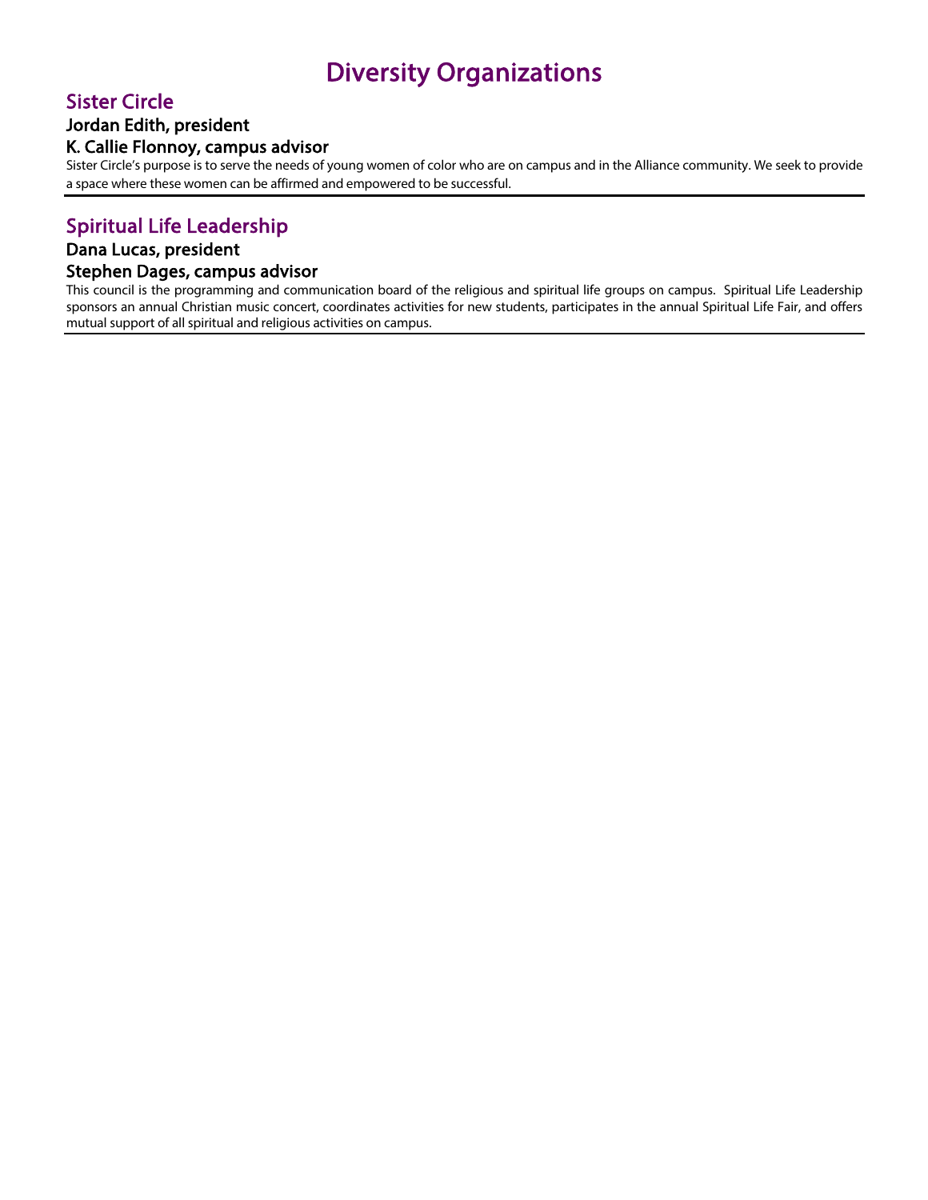# Diversity Organizations

## Sister Circle

### Jordan Edith, president

### K. Callie Flonnoy, campus advisor

Sister Circle's purpose is to serve the needs of young women of color who are on campus and in the Alliance community. We seek to provide a space where these women can be affirmed and empowered to be successful.

---

## Spiritual Life Leadership

### Dana Lucas, president

### Stephen Dages, campus advisor

This council is the programming and communication board of the religious and spiritual life groups on campus. Spiritual Life Leadership sponsors an annual Christian music concert, coordinates activities for new students, participates in the annual Spiritual Life Fair, and offers mutual support of all spiritual and religious activities on campus.

---